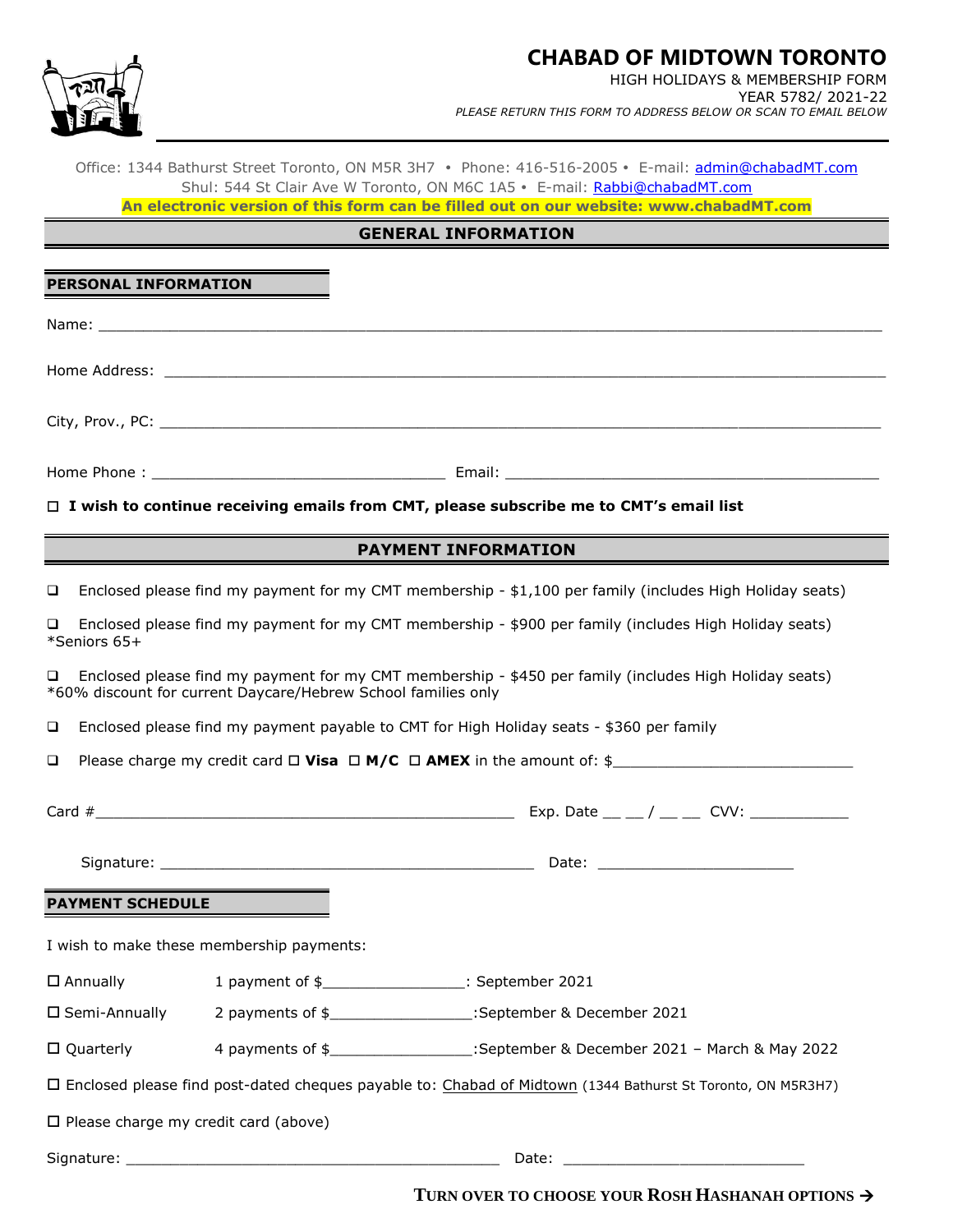# CHABAD OF MIDTOWN TORONTO

HIGH HOLIDAYS & MEMBERSHIP FORM

YEAR 5782/ 2021-22

*PLEASE RETURN THIS FORM TO ADDRESS BELOW OR SCAN TO EMAIL BELOW*

Office: 1344 Bathurst Street Toronto, ON M5R 3H7 • Phone: 416-516-2005 • E-mail: admin@chabadMT.com

Shul: 544 St Clair Ave W Toronto, ON M6C 1A5 • E-mail: Rabbi@chabadMT.com

**An electronic version of this form can be filled out on our website: www.chabadMT.com**

## GENERAL INFORMATION

### PERSONAL INFORMATION

Name: ______________________________________________________________________________

Home Address: ________________________________________________________________________

City, Prov., PC: _______________________________________________________________________

Home Phone : ________________________________ Email: ________________________________________

☐ **I wish to continue receiving emails from CMT, please subscribe me to CMT's email list**

## PAYMENT INFORMATION

☐ Enclosed please find my payment for my CMT membership - $1,100 per family (includes High Holiday seats)

☐ Enclosed please find my payment for my CMT membership - $900 per family (includes High Holiday seats) *Seniors 65+

☐ Enclosed please find my payment for my CMT membership - $450 per family (includes High Holiday seats) *60% discount for current Daycare/Hebrew School families only

☐ Enclosed please find my payment payable to CMT for High Holiday seats - $360 per family

☐ Please charge my credit card ☐ **Visa** ☐ **M/C** ☐ **AMEX** in the amount of: $_________________________

Card #_______________________________________________ Exp. Date __ __ / __ __ CVV: ___________

Signature: __________________________________________ Date: ______________________

### PAYMENT SCHEDULE

I wish to make these membership payments:

☐ Annually 1 payment of $_______________: September 2021

☐ Semi-Annually 2 payments of $_______________:September & December 2021

☐ Quarterly 4 payments of $_______________:September & December 2021 – March & May 2022

☐ Enclosed please find post-dated cheques payable to: Chabad of Midtown (1344 Bathurst St Toronto, ON M5R3H7)

☐ Please charge my credit card (above)

Signature: __________________________________________ Date: ___________________________

**TURN OVER TO CHOOSE YOUR ROSH HASHANAH OPTIONS →**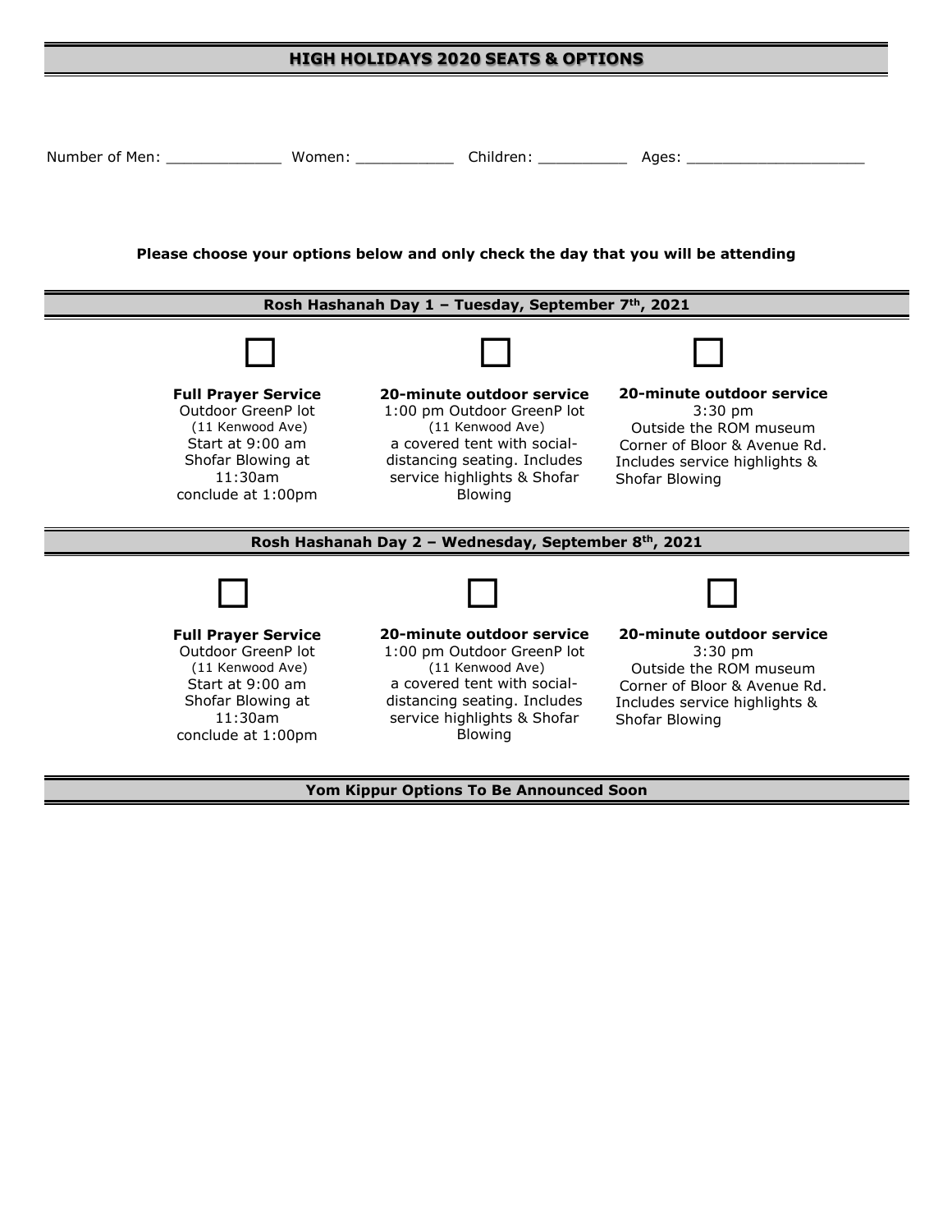## HIGH HOLIDAYS 2020 SEATS & OPTIONS

Number of Men: _____________ Women: ___________ Children: __________ Ages: ____________________

**Please choose your options below and only check the day that you will be attending**

### Rosh Hashanah Day 1 – Tuesday, September 7th, 2021

| ☐ | ☐ | ☐ |
|---|---|---|
| **Full Prayer Service**<br>Outdoor GreenP lot<br>(11 Kenwood Ave)<br>Start at 9:00 am<br>Shofar Blowing at 11:30am<br>conclude at 1:00pm | **20-minute outdoor service**<br>1:00 pm Outdoor GreenP lot<br>(11 Kenwood Ave)<br>a covered tent with social-distancing seating. Includes service highlights & Shofar Blowing | **20-minute outdoor service**<br>3:30 pm<br>Outside the ROM museum<br>Corner of Bloor & Avenue Rd.<br>Includes service highlights & Shofar Blowing |

### Rosh Hashanah Day 2 – Wednesday, September 8th, 2021

| ☐ | ☐ | ☐ |
|---|---|---|
| **Full Prayer Service**<br>Outdoor GreenP lot<br>(11 Kenwood Ave)<br>Start at 9:00 am<br>Shofar Blowing at 11:30am<br>conclude at 1:00pm | **20-minute outdoor service**<br>1:00 pm Outdoor GreenP lot<br>(11 Kenwood Ave)<br>a covered tent with social-distancing seating. Includes service highlights & Shofar Blowing | **20-minute outdoor service**<br>3:30 pm<br>Outside the ROM museum<br>Corner of Bloor & Avenue Rd.<br>Includes service highlights & Shofar Blowing |

### Yom Kippur Options To Be Announced Soon